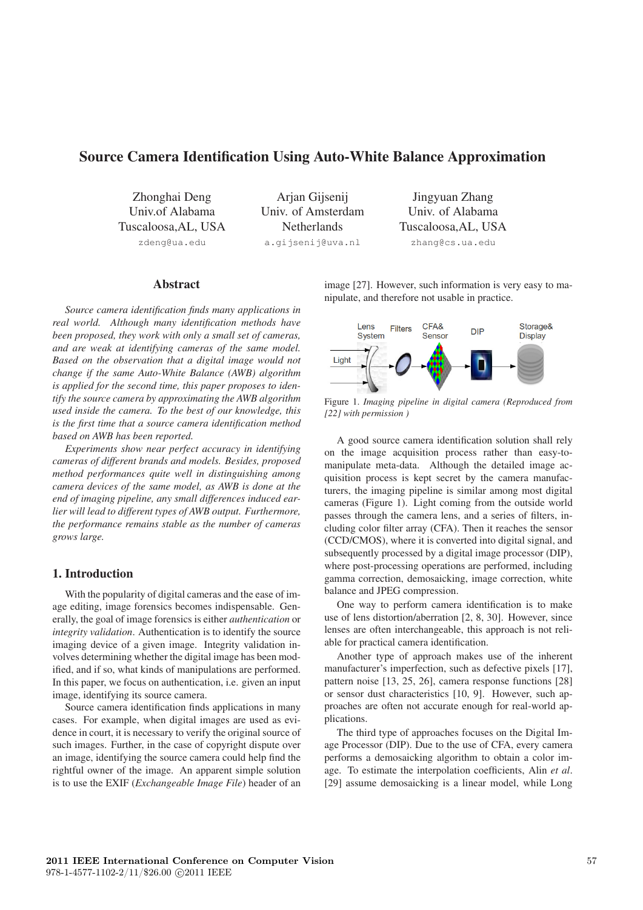# Source Camera Identification Using Auto-White Balance Approximation

Zhonghai Deng
Univ.of Alabama
Tuscaloosa,AL, USA
zdeng@ua.edu

Arjan Gijsenij
Univ. of Amsterdam
Netherlands
a.gijsenij@uva.nl

Jingyuan Zhang
Univ. of Alabama
Tuscaloosa,AL, USA
zhang@cs.ua.edu

## Abstract

*Source camera identification finds many applications in real world. Although many identification methods have been proposed, they work with only a small set of cameras, and are weak at identifying cameras of the same model. Based on the observation that a digital image would not change if the same Auto-White Balance (AWB) algorithm is applied for the second time, this paper proposes to identify the source camera by approximating the AWB algorithm used inside the camera. To the best of our knowledge, this is the first time that a source camera identification method based on AWB has been reported.*

*Experiments show near perfect accuracy in identifying cameras of different brands and models. Besides, proposed method performances quite well in distinguishing among camera devices of the same model, as AWB is done at the end of imaging pipeline, any small differences induced earlier will lead to different types of AWB output. Furthermore, the performance remains stable as the number of cameras grows large.*

## 1. Introduction

With the popularity of digital cameras and the ease of image editing, image forensics becomes indispensable. Generally, the goal of image forensics is either *authentication* or *integrity validation*. Authentication is to identify the source imaging device of a given image. Integrity validation involves determining whether the digital image has been modified, and if so, what kinds of manipulations are performed. In this paper, we focus on authentication, i.e. given an input image, identifying its source camera.

Source camera identification finds applications in many cases. For example, when digital images are used as evidence in court, it is necessary to verify the original source of such images. Further, in the case of copyright dispute over an image, identifying the source camera could help find the rightful owner of the image. An apparent simple solution is to use the EXIF (*Exchangeable Image File*) header of an image [27]. However, such information is very easy to manipulate, and therefore not usable in practice.

Lens System
Filters
CFA& Sensor
DIP
Storage& Display
Light

Figure 1. *Imaging pipeline in digital camera (Reproduced from [22] with permission )*

A good source camera identification solution shall rely on the image acquisition process rather than easy-to-manipulate meta-data. Although the detailed image acquisition process is kept secret by the camera manufacturers, the imaging pipeline is similar among most digital cameras (Figure 1). Light coming from the outside world passes through the camera lens, and a series of filters, including color filter array (CFA). Then it reaches the sensor (CCD/CMOS), where it is converted into digital signal, and subsequently processed by a digital image processor (DIP), where post-processing operations are performed, including gamma correction, demosaicking, image correction, white balance and JPEG compression.

One way to perform camera identification is to make use of lens distortion/aberration [2, 8, 30]. However, since lenses are often interchangeable, this approach is not reliable for practical camera identification.

Another type of approach makes use of the inherent manufacturer's imperfection, such as defective pixels [17], pattern noise [13, 25, 26], camera response functions [28] or sensor dust characteristics [10, 9]. However, such approaches are often not accurate enough for real-world applications.

The third type of approaches focuses on the Digital Image Processor (DIP). Due to the use of CFA, every camera performs a demosaicking algorithm to obtain a color image. To estimate the interpolation coefficients, Alin *et al*. [29] assume demosaicking is a linear model, while Long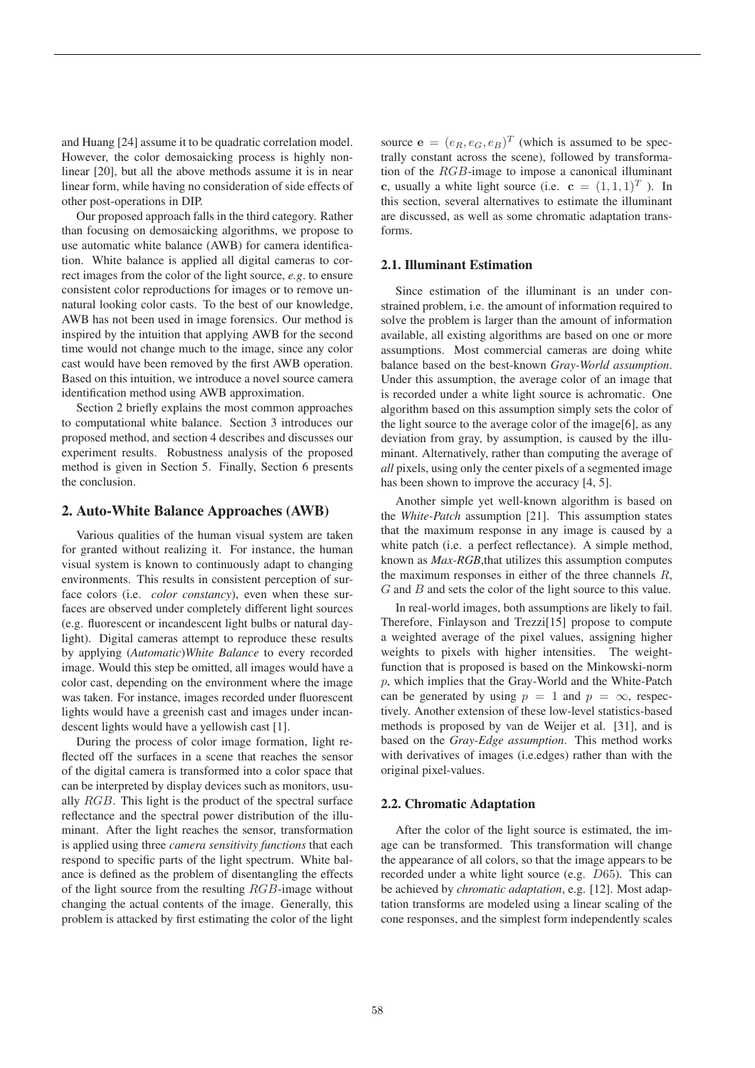and Huang [24] assume it to be quadratic correlation model. However, the color demosaicking process is highly nonlinear [20], but all the above methods assume it is in near linear form, while having no consideration of side effects of other post-operations in DIP.

Our proposed approach falls in the third category. Rather than focusing on demosaicking algorithms, we propose to use automatic white balance (AWB) for camera identification. White balance is applied all digital cameras to correct images from the color of the light source, *e.g*. to ensure consistent color reproductions for images or to remove unnatural looking color casts. To the best of our knowledge, AWB has not been used in image forensics. Our method is inspired by the intuition that applying AWB for the second time would not change much to the image, since any color cast would have been removed by the first AWB operation. Based on this intuition, we introduce a novel source camera identification method using AWB approximation.

Section 2 briefly explains the most common approaches to computational white balance. Section 3 introduces our proposed method, and section 4 describes and discusses our experiment results. Robustness analysis of the proposed method is given in Section 5. Finally, Section 6 presents the conclusion.

## 2. Auto-White Balance Approaches (AWB)

Various qualities of the human visual system are taken for granted without realizing it. For instance, the human visual system is known to continuously adapt to changing environments. This results in consistent perception of surface colors (i.e. *color constancy*), even when these surfaces are observed under completely different light sources (e.g. fluorescent or incandescent light bulbs or natural daylight). Digital cameras attempt to reproduce these results by applying (*Automatic*)*White Balance* to every recorded image. Would this step be omitted, all images would have a color cast, depending on the environment where the image was taken. For instance, images recorded under fluorescent lights would have a greenish cast and images under incandescent lights would have a yellowish cast [1].

During the process of color image formation, light reflected off the surfaces in a scene that reaches the sensor of the digital camera is transformed into a color space that can be interpreted by display devices such as monitors, usually $RGB$. This light is the product of the spectral surface reflectance and the spectral power distribution of the illuminant. After the light reaches the sensor, transformation is applied using three *camera sensitivity functions* that each respond to specific parts of the light spectrum. White balance is defined as the problem of disentangling the effects of the light source from the resulting $RGB$-image without changing the actual contents of the image. Generally, this problem is attacked by first estimating the color of the light source $\mathbf{e} = (e_R, e_G, e_B)^T$ (which is assumed to be spectrally constant across the scene), followed by transformation of the $RGB$-image to impose a canonical illuminant $\mathbf{c}$, usually a white light source (i.e. $\mathbf{c} = (1, 1, 1)^T$ ). In this section, several alternatives to estimate the illuminant are discussed, as well as some chromatic adaptation transforms.

### 2.1. Illuminant Estimation

Since estimation of the illuminant is an under constrained problem, i.e. the amount of information required to solve the problem is larger than the amount of information available, all existing algorithms are based on one or more assumptions. Most commercial cameras are doing white balance based on the best-known *Gray-World assumption*. Under this assumption, the average color of an image that is recorded under a white light source is achromatic. One algorithm based on this assumption simply sets the color of the light source to the average color of the image[6], as any deviation from gray, by assumption, is caused by the illuminant. Alternatively, rather than computing the average of *all* pixels, using only the center pixels of a segmented image has been shown to improve the accuracy [4, 5].

Another simple yet well-known algorithm is based on the *White-Patch* assumption [21]. This assumption states that the maximum response in any image is caused by a white patch (i.e. a perfect reflectance). A simple method, known as *Max-RGB*,that utilizes this assumption computes the maximum responses in either of the three channels $R$, $G$ and $B$ and sets the color of the light source to this value.

In real-world images, both assumptions are likely to fail. Therefore, Finlayson and Trezzi[15] propose to compute a weighted average of the pixel values, assigning higher weights to pixels with higher intensities. The weight-function that is proposed is based on the Minkowski-norm $p$, which implies that the Gray-World and the White-Patch can be generated by using $p = 1$ and $p = \infty$, respectively. Another extension of these low-level statistics-based methods is proposed by van de Weijer et al. [31], and is based on the *Gray-Edge assumption*. This method works with derivatives of images (i.e.edges) rather than with the original pixel-values.

### 2.2. Chromatic Adaptation

After the color of the light source is estimated, the image can be transformed. This transformation will change the appearance of all colors, so that the image appears to be recorded under a white light source (e.g. $D65$). This can be achieved by *chromatic adaptation*, e.g. [12]. Most adaptation transforms are modeled using a linear scaling of the cone responses, and the simplest form independently scales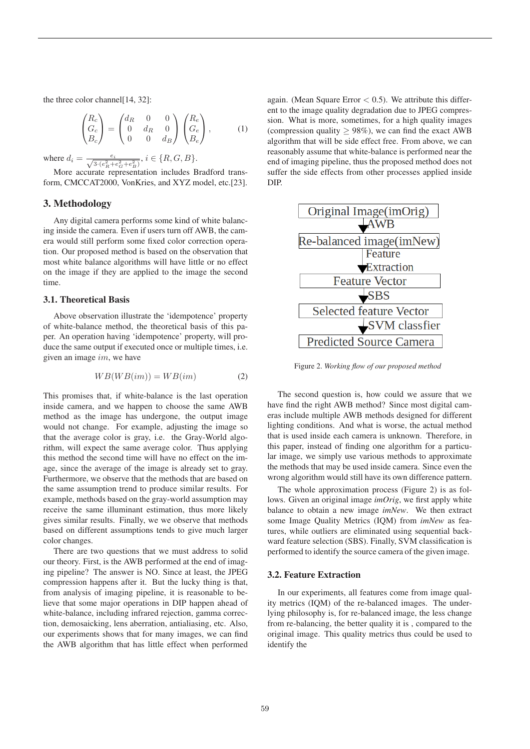the three color channel[14, 32]:

$$\begin{pmatrix} R_c \\ G_c \\ B_c \end{pmatrix} = \begin{pmatrix} d_R & 0 & 0 \\ 0 & d_R & 0 \\ 0 & 0 & d_B \end{pmatrix} \begin{pmatrix} R_e \\ G_e \\ B_e \end{pmatrix}, \qquad (1)$$

where $d_i = \frac{e_i}{\sqrt{3 \cdot (e_R^2 + e_G^2 + e_B^2)}}$, $i \in \{R, G, B\}$.

More accurate representation includes Bradford transform, CMCCAT2000, VonKries, and XYZ model, etc.[23].

## 3. Methodology

Any digital camera performs some kind of white balancing inside the camera. Even if users turn off AWB, the camera would still perform some fixed color correction operation. Our proposed method is based on the observation that most white balance algorithms will have little or no effect on the image if they are applied to the image the second time.

### 3.1. Theoretical Basis

Above observation illustrate the 'idempotence' property of white-balance method, the theoretical basis of this paper. An operation having 'idempotence' property, will produce the same output if executed once or multiple times, i.e. given an image $im$, we have

$$WB(WB(im)) = WB(im) \qquad (2)$$

This promises that, if white-balance is the last operation inside camera, and we happen to choose the same AWB method as the image has undergone, the output image would not change. For example, adjusting the image so that the average color is gray, i.e. the Gray-World algorithm, will expect the same average color. Thus applying this method the second time will have no effect on the image, since the average of the image is already set to gray. Furthermore, we observe that the methods that are based on the same assumption trend to produce similar results. For example, methods based on the gray-world assumption may receive the same illuminant estimation, thus more likely gives similar results. Finally, we we observe that methods based on different assumptions tends to give much larger color changes.

There are two questions that we must address to solid our theory. First, is the AWB performed at the end of imaging pipeline? The answer is NO. Since at least, the JPEG compression happens after it. But the lucky thing is that, from analysis of imaging pipeline, it is reasonable to believe that some major operations in DIP happen ahead of white-balance, including infrared rejection, gamma correction, demosaicking, lens aberration, antialiasing, etc. Also, our experiments shows that for many images, we can find the AWB algorithm that has little effect when performed again. (Mean Square Error $< 0.5$). We attribute this different to the image quality degradation due to JPEG compression. What is more, sometimes, for a high quality images (compression quality $\geq 98\%$), we can find the exact AWB algorithm that will be side effect free. From above, we can reasonably assume that white-balance is performed near the end of imaging pipeline, thus the proposed method does not suffer the side effects from other processes applied inside DIP.

Original Image(imOrig)
AWB
Re-balanced image(imNew)
Feature Extraction
Feature Vector
SBS
Selected feature Vector
SVM classfier
Predicted Source Camera

Figure 2. *Working flow of our proposed method*

The second question is, how could we assure that we have find the right AWB method? Since most digital cameras include multiple AWB methods designed for different lighting conditions. And what is worse, the actual method that is used inside each camera is unknown. Therefore, in this paper, instead of finding one algorithm for a particular image, we simply use various methods to approximate the methods that may be used inside camera. Since even the wrong algorithm would still have its own difference pattern.

The whole approximation process (Figure 2) is as follows. Given an original image *imOrig*, we first apply white balance to obtain a new image *imNew*. We then extract some Image Quality Metrics (IQM) from *imNew* as features, while outliers are eliminated using sequential backward feature selection (SBS). Finally, SVM classification is performed to identify the source camera of the given image.

### 3.2. Feature Extraction

In our experiments, all features come from image quality metrics (IQM) of the re-balanced images. The underlying philosophy is, for re-balanced image, the less change from re-balancing, the better quality it is , compared to the original image. This quality metrics thus could be used to identify the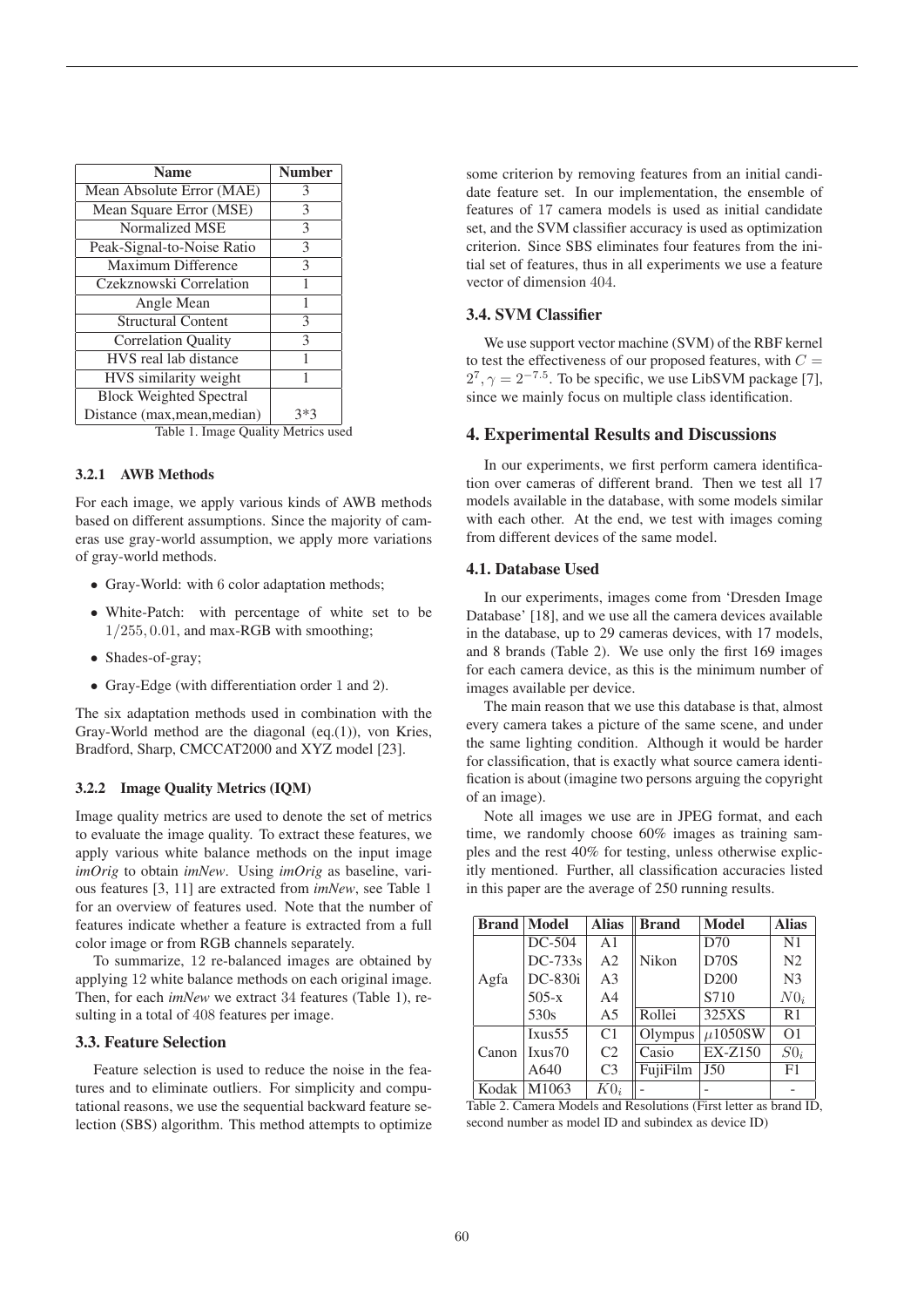| Name | Number |
|---|---|
| Mean Absolute Error (MAE) | 3 |
| Mean Square Error (MSE) | 3 |
| Normalized MSE | 3 |
| Peak-Signal-to-Noise Ratio | 3 |
| Maximum Difference | 3 |
| Czekznowski Correlation | 1 |
| Angle Mean | 1 |
| Structural Content | 3 |
| Correlation Quality | 3 |
| HVS real lab distance | 1 |
| HVS similarity weight | 1 |
| Block Weighted Spectral Distance (max,mean,median) | 3*3 |

Table 1. Image Quality Metrics used

#### 3.2.1 AWB Methods

For each image, we apply various kinds of AWB methods based on different assumptions. Since the majority of cameras use gray-world assumption, we apply more variations of gray-world methods.

- Gray-World: with $6$ color adaptation methods;
- White-Patch: with percentage of white set to be $1/255, 0.01$, and max-RGB with smoothing;
- Shades-of-gray;
- Gray-Edge (with differentiation order $1$ and $2$).

The six adaptation methods used in combination with the Gray-World method are the diagonal (eq.(1)), von Kries, Bradford, Sharp, CMCCAT2000 and XYZ model [23].

#### 3.2.2 Image Quality Metrics (IQM)

Image quality metrics are used to denote the set of metrics to evaluate the image quality. To extract these features, we apply various white balance methods on the input image *imOrig* to obtain *imNew*. Using *imOrig* as baseline, various features [3, 11] are extracted from *imNew*, see Table 1 for an overview of features used. Note that the number of features indicate whether a feature is extracted from a full color image or from RGB channels separately.

To summarize, 12 re-balanced images are obtained by applying 12 white balance methods on each original image. Then, for each *imNew* we extract 34 features (Table 1), resulting in a total of $408$ features per image.

### 3.3. Feature Selection

Feature selection is used to reduce the noise in the features and to eliminate outliers. For simplicity and computational reasons, we use the sequential backward feature selection (SBS) algorithm. This method attempts to optimize some criterion by removing features from an initial candidate feature set. In our implementation, the ensemble of features of 17 camera models is used as initial candidate set, and the SVM classifier accuracy is used as optimization criterion. Since SBS eliminates four features from the initial set of features, thus in all experiments we use a feature vector of dimension $404$.

### 3.4. SVM Classifier

We use support vector machine (SVM) of the RBF kernel to test the effectiveness of our proposed features, with $C = 2^7, \gamma = 2^{-7.5}$. To be specific, we use LibSVM package [7], since we mainly focus on multiple class identification.

## 4. Experimental Results and Discussions

In our experiments, we first perform camera identification over cameras of different brand. Then we test all 17 models available in the database, with some models similar with each other. At the end, we test with images coming from different devices of the same model.

### 4.1. Database Used

In our experiments, images come from 'Dresden Image Database' [18], and we use all the camera devices available in the database, up to 29 cameras devices, with 17 models, and 8 brands (Table 2). We use only the first 169 images for each camera device, as this is the minimum number of images available per device.

The main reason that we use this database is that, almost every camera takes a picture of the same scene, and under the same lighting condition. Although it would be harder for classification, that is exactly what source camera identification is about (imagine two persons arguing the copyright of an image).

Note all images we use are in JPEG format, and each time, we randomly choose 60% images as training samples and the rest 40% for testing, unless otherwise explicitly mentioned. Further, all classification accuracies listed in this paper are the average of 250 running results.

| Brand | Model | Alias | Brand | Model | Alias |
|---|---|---|---|---|---|
| Agfa | DC-504 | A1 | Nikon | D70 | N1 |
| | DC-733s | A2 | | D70S | N2 |
| | DC-830i | A3 | | D200 | N3 |
| | 505-x | A4 | | S710 | $N0_i$ |
| | 530s | A5 | Rollei | 325XS | R1 |
| Canon | Ixus55 | C1 | Olympus | $\mu$1050SW | O1 |
| | Ixus70 | C2 | Casio | EX-Z150 | $S0_i$ |
| | A640 | C3 | FujiFilm | J50 | F1 |
| Kodak | M1063 | $K0_i$ | - | - | - |

Table 2. Camera Models and Resolutions (First letter as brand ID, second number as model ID and subindex as device ID)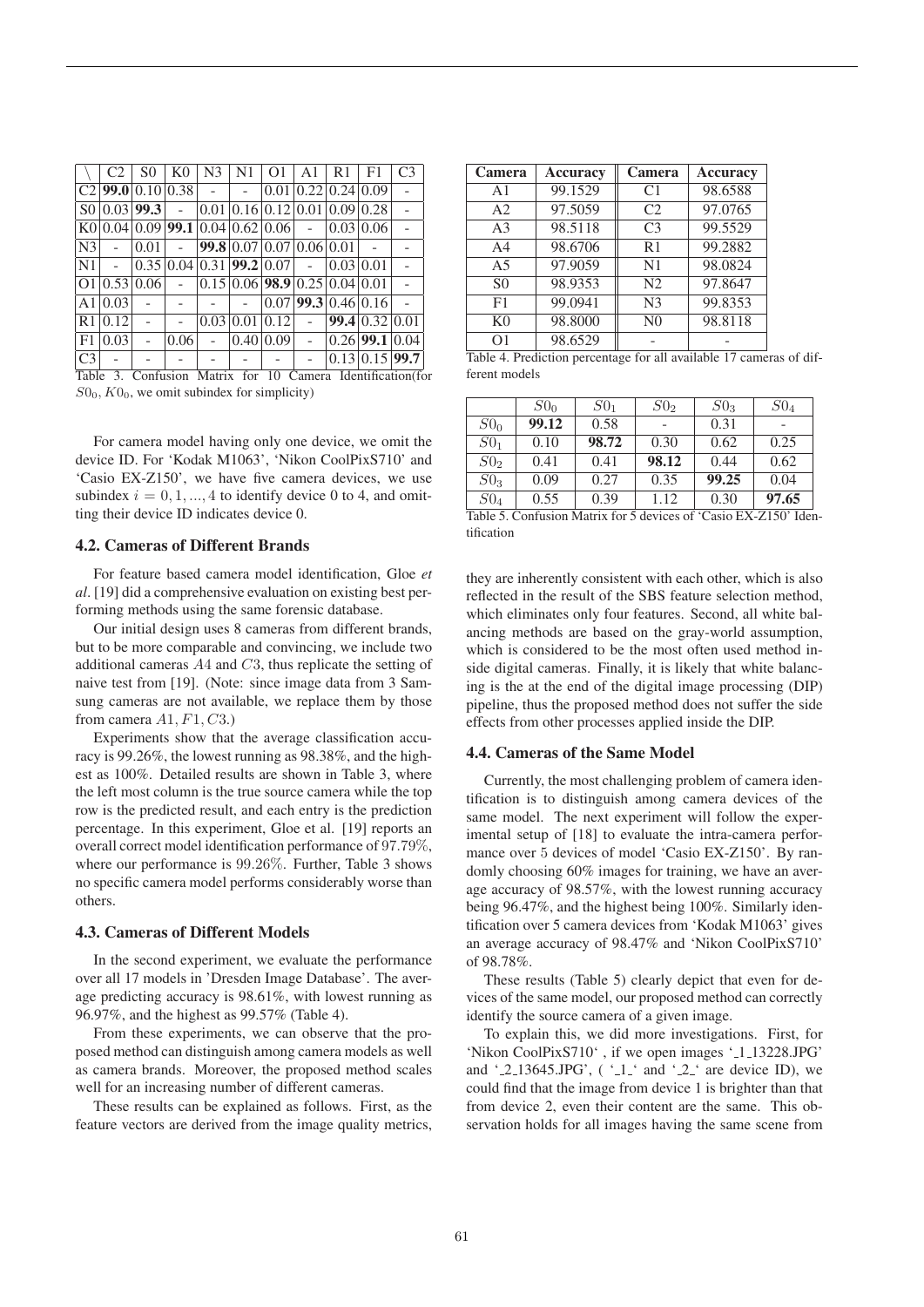| \ | C2 | S0 | K0 | N3 | N1 | O1 | A1 | R1 | F1 | C3 |
|---|---|---|---|---|---|---|---|---|---|---|
| C2 | **99.0** | 0.10 | 0.38 | - | - | 0.01 | 0.22 | 0.24 | 0.09 | - |
| S0 | 0.03 | **99.3** | - | 0.01 | 0.16 | 0.12 | 0.01 | 0.09 | 0.28 | - |
| K0 | 0.04 | 0.09 | **99.1** | 0.04 | 0.62 | 0.06 | - | 0.03 | 0.06 | - |
| N3 | - | 0.01 | - | **99.8** | 0.07 | 0.07 | 0.06 | 0.01 | - | - |
| N1 | - | 0.35 | 0.04 | 0.31 | **99.2** | 0.07 | - | 0.03 | 0.01 | - |
| O1 | 0.53 | 0.06 | - | 0.15 | 0.06 | **98.9** | 0.25 | 0.04 | 0.01 | - |
| A1 | 0.03 | - | - | - | - | 0.07 | **99.3** | 0.46 | 0.16 | - |
| R1 | 0.12 | - | - | 0.03 | 0.01 | 0.12 | - | **99.4** | 0.32 | 0.01 |
| F1 | 0.03 | - | 0.06 | - | 0.40 | 0.09 | - | 0.26 | **99.1** | 0.04 |
| C3 | - | - | - | - | - | - | - | 0.13 | 0.15 | **99.7** |

Table 3. Confusion Matrix for 10 Camera Identification(for $S0_0$, $K0_0$, we omit subindex for simplicity)

For camera model having only one device, we omit the device ID. For 'Kodak M1063', 'Nikon CoolPixS710' and 'Casio EX-Z150', we have five camera devices, we use subindex $i = 0, 1, ..., 4$ to identify device 0 to 4, and omitting their device ID indicates device 0.

### 4.2. Cameras of Different Brands

For feature based camera model identification, Gloe *et al*. [19] did a comprehensive evaluation on existing best performing methods using the same forensic database.

Our initial design uses 8 cameras from different brands, but to be more comparable and convincing, we include two additional cameras $A4$ and $C3$, thus replicate the setting of naive test from [19]. (Note: since image data from 3 Samsung cameras are not available, we replace them by those from camera $A1, F1, C3$.)

Experiments show that the average classification accuracy is 99.26%, the lowest running as 98.38%, and the highest as 100%. Detailed results are shown in Table 3, where the left most column is the true source camera while the top row is the predicted result, and each entry is the prediction percentage. In this experiment, Gloe et al. [19] reports an overall correct model identification performance of $97.79\%$, where our performance is $99.26\%$. Further, Table 3 shows no specific camera model performs considerably worse than others.

### 4.3. Cameras of Different Models

In the second experiment, we evaluate the performance over all 17 models in 'Dresden Image Database'. The average predicting accuracy is 98.61%, with lowest running as 96.97%, and the highest as 99.57% (Table 4).

From these experiments, we can observe that the proposed method can distinguish among camera models as well as camera brands. Moreover, the proposed method scales well for an increasing number of different cameras.

These results can be explained as follows. First, as the feature vectors are derived from the image quality metrics,

| Camera | Accuracy | Camera | Accuracy |
|---|---|---|---|
| A1 | 99.1529 | C1 | 98.6588 |
| A2 | 97.5059 | C2 | 97.0765 |
| A3 | 98.5118 | C3 | 99.5529 |
| A4 | 98.6706 | R1 | 99.2882 |
| A5 | 97.9059 | N1 | 98.0824 |
| S0 | 98.9353 | N2 | 97.8647 |
| F1 | 99.0941 | N3 | 99.8353 |
| K0 | 98.8000 | N0 | 98.8118 |
| O1 | 98.6529 | - | - |

Table 4. Prediction percentage for all available 17 cameras of different models

| | $S0_0$ | $S0_1$ | $S0_2$ | $S0_3$ | $S0_4$ |
|---|---|---|---|---|---|
| $S0_0$ | **99.12** | 0.58 | - | 0.31 | - |
| $S0_1$ | 0.10 | **98.72** | 0.30 | 0.62 | 0.25 |
| $S0_2$ | 0.41 | 0.41 | **98.12** | 0.44 | 0.62 |
| $S0_3$ | 0.09 | 0.27 | 0.35 | **99.25** | 0.04 |
| $S0_4$ | 0.55 | 0.39 | 1.12 | 0.30 | **97.65** |

Table 5. Confusion Matrix for 5 devices of 'Casio EX-Z150' Identification

they are inherently consistent with each other, which is also reflected in the result of the SBS feature selection method, which eliminates only four features. Second, all white balancing methods are based on the gray-world assumption, which is considered to be the most often used method inside digital cameras. Finally, it is likely that white balancing is the at the end of the digital image processing (DIP) pipeline, thus the proposed method does not suffer the side effects from other processes applied inside the DIP.

### 4.4. Cameras of the Same Model

Currently, the most challenging problem of camera identification is to distinguish among camera devices of the same model. The next experiment will follow the experimental setup of [18] to evaluate the intra-camera performance over 5 devices of model 'Casio EX-Z150'. By randomly choosing 60% images for training, we have an average accuracy of 98.57%, with the lowest running accuracy being 96.47%, and the highest being 100%. Similarly identification over 5 camera devices from 'Kodak M1063' gives an average accuracy of 98.47% and 'Nikon CoolPixS710' of 98.78%.

These results (Table 5) clearly depict that even for devices of the same model, our proposed method can correctly identify the source camera of a given image.

To explain this, we did more investigations. First, for 'Nikon CoolPixS710' , if we open images '_1_13228.JPG' and '_2_13645.JPG', ( '_1_' and '_2_' are device ID), we could find that the image from device 1 is brighter than that from device 2, even their content are the same. This observation holds for all images having the same scene from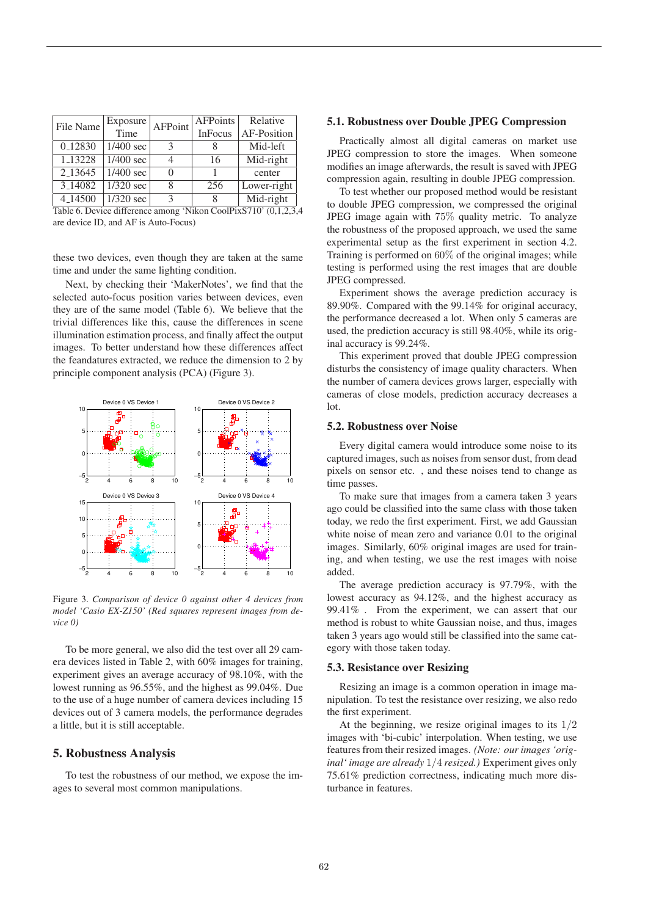| File Name | Exposure Time | AFPoint | AFPoints InFocus | Relative AF-Position |
|---|---|---|---|---|
| 0_12830 | 1/400 sec | 3 | 8 | Mid-left |
| 1_13228 | 1/400 sec | 4 | 16 | Mid-right |
| 2_13645 | 1/400 sec | 0 | 1 | center |
| 3_14082 | 1/320 sec | 8 | 256 | Lower-right |
| 4_14500 | 1/320 sec | 3 | 8 | Mid-right |

Table 6. Device difference among 'Nikon CoolPixS710' (0,1,2,3,4 are device ID, and AF is Auto-Focus)

these two devices, even though they are taken at the same time and under the same lighting condition.

Next, by checking their 'MakerNotes', we find that the selected auto-focus position varies between devices, even they are of the same model (Table 6). We believe that the trivial differences like this, cause the differences in scene illumination estimation process, and finally affect the output images. To better understand how these differences affect the feandatures extracted, we reduce the dimension to 2 by principle component analysis (PCA) (Figure 3).

Figure 3. *Comparison of device 0 against other 4 devices from model 'Casio EX-Z150' (Red squares represent images from device 0)*

To be more general, we also did the test over all 29 camera devices listed in Table 2, with 60% images for training, experiment gives an average accuracy of 98.10%, with the lowest running as 96.55%, and the highest as 99.04%. Due to the use of a huge number of camera devices including 15 devices out of 3 camera models, the performance degrades a little, but it is still acceptable.

## 5. Robustness Analysis

To test the robustness of our method, we expose the images to several most common manipulations.

### 5.1. Robustness over Double JPEG Compression

Practically almost all digital cameras on market use JPEG compression to store the images. When someone modifies an image afterwards, the result is saved with JPEG compression again, resulting in double JPEG compression.

To test whether our proposed method would be resistant to double JPEG compression, we compressed the original JPEG image again with $75\%$ quality metric. To analyze the robustness of the proposed approach, we used the same experimental setup as the first experiment in section 4.2. Training is performed on $60\%$ of the original images; while testing is performed using the rest images that are double JPEG compressed.

Experiment shows the average prediction accuracy is 89.90%. Compared with the 99.14% for original accuracy, the performance decreased a lot. When only 5 cameras are used, the prediction accuracy is still 98.40%, while its original accuracy is 99.24%.

This experiment proved that double JPEG compression disturbs the consistency of image quality characters. When the number of camera devices grows larger, especially with cameras of close models, prediction accuracy decreases a lot.

### 5.2. Robustness over Noise

Every digital camera would introduce some noise to its captured images, such as noises from sensor dust, from dead pixels on sensor etc. , and these noises tend to change as time passes.

To make sure that images from a camera taken 3 years ago could be classified into the same class with those taken today, we redo the first experiment. First, we add Gaussian white noise of mean zero and variance 0.01 to the original images. Similarly, 60% original images are used for training, and when testing, we use the rest images with noise added.

The average prediction accuracy is 97.79%, with the lowest accuracy as 94.12%, and the highest accuracy as 99.41% . From the experiment, we can assert that our method is robust to white Gaussian noise, and thus, images taken 3 years ago would still be classified into the same category with those taken today.

### 5.3. Resistance over Resizing

Resizing an image is a common operation in image manipulation. To test the resistance over resizing, we also redo the first experiment.

At the beginning, we resize original images to its $1/2$ images with 'bi-cubic' interpolation. When testing, we use features from their resized images. *(Note: our images 'original' image are already* $1/4$ *resized.)* Experiment gives only 75.61% prediction correctness, indicating much more disturbance in features.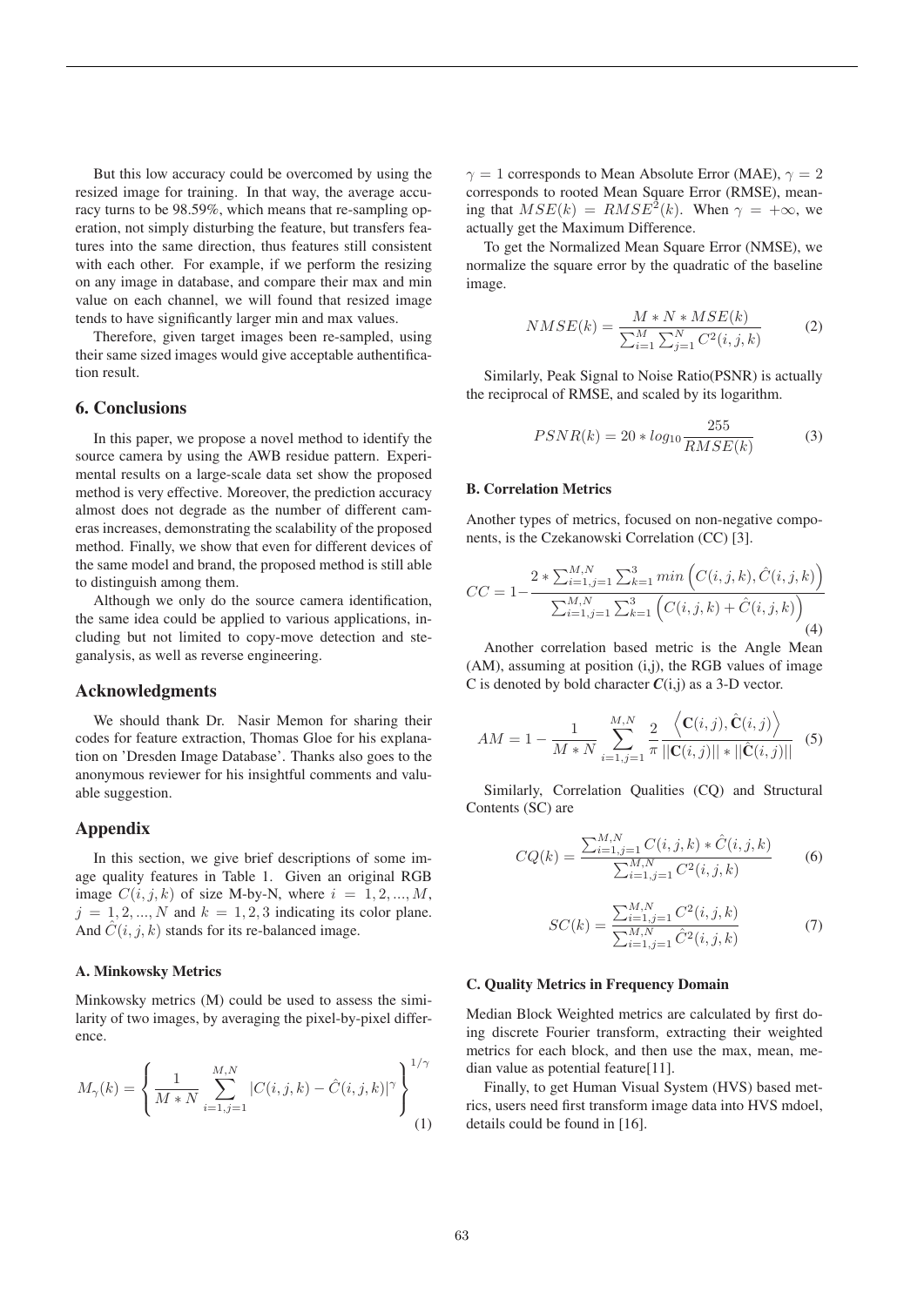But this low accuracy could be overcomed by using the resized image for training. In that way, the average accuracy turns to be 98.59%, which means that re-sampling operation, not simply disturbing the feature, but transfers features into the same direction, thus features still consistent with each other. For example, if we perform the resizing on any image in database, and compare their max and min value on each channel, we will found that resized image tends to have significantly larger min and max values.

Therefore, given target images been re-sampled, using their same sized images would give acceptable authentification result.

## 6. Conclusions

In this paper, we propose a novel method to identify the source camera by using the AWB residue pattern. Experimental results on a large-scale data set show the proposed method is very effective. Moreover, the prediction accuracy almost does not degrade as the number of different cameras increases, demonstrating the scalability of the proposed method. Finally, we show that even for different devices of the same model and brand, the proposed method is still able to distinguish among them.

Although we only do the source camera identification, the same idea could be applied to various applications, including but not limited to copy-move detection and steganalysis, as well as reverse engineering.

## Acknowledgments

We should thank Dr. Nasir Memon for sharing their codes for feature extraction, Thomas Gloe for his explanation on 'Dresden Image Database'. Thanks also goes to the anonymous reviewer for his insightful comments and valuable suggestion.

## Appendix

In this section, we give brief descriptions of some image quality features in Table 1. Given an original RGB image $C(i, j, k)$ of size M-by-N, where $i = 1, 2, ..., M$, $j = 1, 2, ..., N$ and $k = 1, 2, 3$ indicating its color plane. And $\hat{C}(i, j, k)$ stands for its re-balanced image.

### A. Minkowsky Metrics

Minkowsky metrics (M) could be used to assess the similarity of two images, by averaging the pixel-by-pixel difference.

$$M_{\gamma}(k) = \left\{ \frac{1}{M*N} \sum_{i=1,j=1}^{M,N} |C(i,j,k) - \hat{C}(i,j,k)|^{\gamma} \right\}^{1/\gamma} \quad (1)$$

$\gamma = 1$ corresponds to Mean Absolute Error (MAE), $\gamma = 2$ corresponds to rooted Mean Square Error (RMSE), meaning that $MSE(k) = RMSE^2(k)$. When $\gamma = +\infty$, we actually get the Maximum Difference.

To get the Normalized Mean Square Error (NMSE), we normalize the square error by the quadratic of the baseline image.

$$NMSE(k) = \frac{M*N*MSE(k)}{\sum_{i=1}^{M}\sum_{j=1}^{N} C^2(i,j,k)} \quad (2)$$

Similarly, Peak Signal to Noise Ratio(PSNR) is actually the reciprocal of RMSE, and scaled by its logarithm.

$$PSNR(k) = 20 * log_{10} \frac{255}{RMSE(k)} \quad (3)$$

### B. Correlation Metrics

Another types of metrics, focused on non-negative components, is the Czekanowski Correlation (CC) [3].

$$CC = 1 - \frac{2 * \sum_{i=1,j=1}^{M,N} \sum_{k=1}^{3} min\left(C(i,j,k), \hat{C}(i,j,k)\right)}{\sum_{i=1,j=1}^{M,N} \sum_{k=1}^{3} \left(C(i,j,k) + \hat{C}(i,j,k)\right)} \quad (4)$$

Another correlation based metric is the Angle Mean (AM), assuming at position (i,j), the RGB values of image C is denoted by bold character $\boldsymbol{C}$(i,j) as a 3-D vector.

$$AM = 1 - \frac{1}{M*N} \sum_{i=1,j=1}^{M,N} \frac{2}{\pi} \frac{\left\langle \mathbf{C}(i,j), \hat{\mathbf{C}}(i,j) \right\rangle}{||\mathbf{C}(i,j)|| * ||\hat{\mathbf{C}}(i,j)||} \quad (5)$$

Similarly, Correlation Qualities (CQ) and Structural Contents (SC) are

$$CQ(k) = \frac{\sum_{i=1,j=1}^{M,N} C(i,j,k) * \hat{C}(i,j,k)}{\sum_{i=1,j=1}^{M,N} C^2(i,j,k)} \quad (6)$$

$$SC(k) = \frac{\sum_{i=1,j=1}^{M,N} C^2(i,j,k)}{\sum_{i=1,j=1}^{M,N} \hat{C}^2(i,j,k)} \quad (7)$$

### C. Quality Metrics in Frequency Domain

Median Block Weighted metrics are calculated by first doing discrete Fourier transform, extracting their weighted metrics for each block, and then use the max, mean, median value as potential feature[11].

Finally, to get Human Visual System (HVS) based metrics, users need first transform image data into HVS mdoel, details could be found in [16].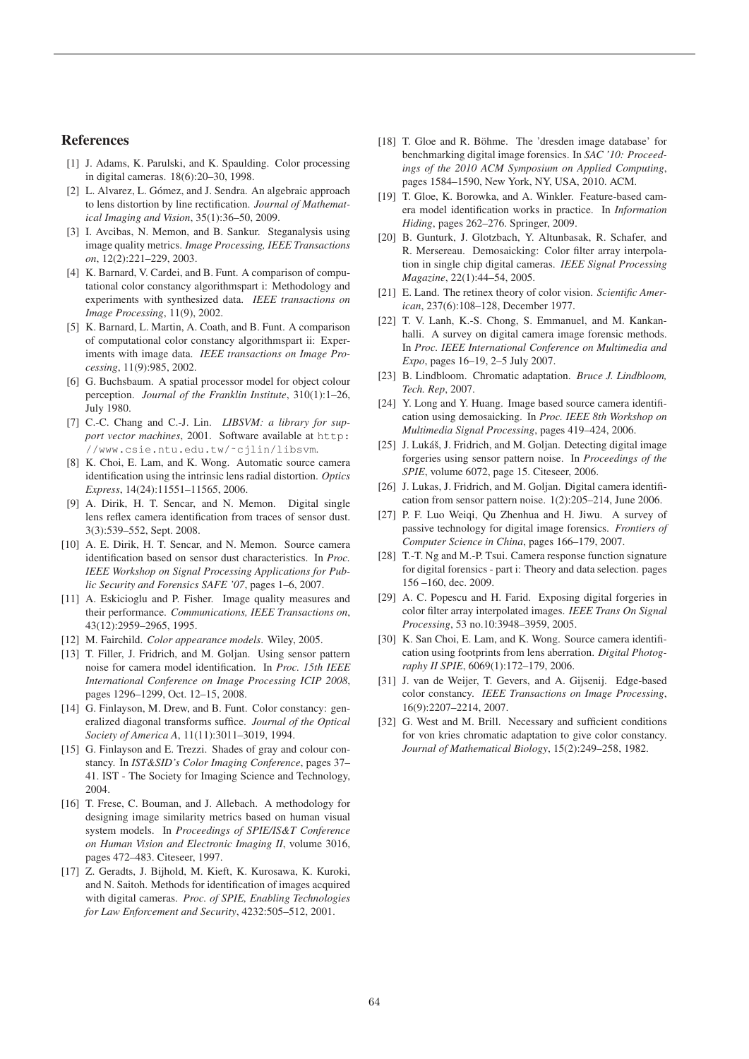## References

[1] J. Adams, K. Parulski, and K. Spaulding. Color processing in digital cameras. 18(6):20–30, 1998.

[2] L. Alvarez, L. Gómez, and J. Sendra. An algebraic approach to lens distortion by line rectification. *Journal of Mathematical Imaging and Vision*, 35(1):36–50, 2009.

[3] I. Avcibas, N. Memon, and B. Sankur. Steganalysis using image quality metrics. *Image Processing, IEEE Transactions on*, 12(2):221–229, 2003.

[4] K. Barnard, V. Cardei, and B. Funt. A comparison of computational color constancy algorithmspart i: Methodology and experiments with synthesized data. *IEEE transactions on Image Processing*, 11(9), 2002.

[5] K. Barnard, L. Martin, A. Coath, and B. Funt. A comparison of computational color constancy algorithmspart ii: Experiments with image data. *IEEE transactions on Image Processing*, 11(9):985, 2002.

[6] G. Buchsbaum. A spatial processor model for object colour perception. *Journal of the Franklin Institute*, 310(1):1–26, July 1980.

[7] C.-C. Chang and C.-J. Lin. *LIBSVM: a library for support vector machines*, 2001. Software available at `http://www.csie.ntu.edu.tw/~cjlin/libsvm`.

[8] K. Choi, E. Lam, and K. Wong. Automatic source camera identification using the intrinsic lens radial distortion. *Optics Express*, 14(24):11551–11565, 2006.

[9] A. Dirik, H. T. Sencar, and N. Memon. Digital single lens reflex camera identification from traces of sensor dust. 3(3):539–552, Sept. 2008.

[10] A. E. Dirik, H. T. Sencar, and N. Memon. Source camera identification based on sensor dust characteristics. In *Proc. IEEE Workshop on Signal Processing Applications for Public Security and Forensics SAFE '07*, pages 1–6, 2007.

[11] A. Eskicioglu and P. Fisher. Image quality measures and their performance. *Communications, IEEE Transactions on*, 43(12):2959–2965, 1995.

[12] M. Fairchild. *Color appearance models*. Wiley, 2005.

[13] T. Filler, J. Fridrich, and M. Goljan. Using sensor pattern noise for camera model identification. In *Proc. 15th IEEE International Conference on Image Processing ICIP 2008*, pages 1296–1299, Oct. 12–15, 2008.

[14] G. Finlayson, M. Drew, and B. Funt. Color constancy: generalized diagonal transforms suffice. *Journal of the Optical Society of America A*, 11(11):3011–3019, 1994.

[15] G. Finlayson and E. Trezzi. Shades of gray and colour constancy. In *IST&SID's Color Imaging Conference*, pages 37–41. IST - The Society for Imaging Science and Technology, 2004.

[16] T. Frese, C. Bouman, and J. Allebach. A methodology for designing image similarity metrics based on human visual system models. In *Proceedings of SPIE/IS&T Conference on Human Vision and Electronic Imaging II*, volume 3016, pages 472–483. Citeseer, 1997.

[17] Z. Geradts, J. Bijhold, M. Kieft, K. Kurosawa, K. Kuroki, and N. Saitoh. Methods for identification of images acquired with digital cameras. *Proc. of SPIE, Enabling Technologies for Law Enforcement and Security*, 4232:505–512, 2001.

[18] T. Gloe and R. Böhme. The 'dresden image database' for benchmarking digital image forensics. In *SAC '10: Proceedings of the 2010 ACM Symposium on Applied Computing*, pages 1584–1590, New York, NY, USA, 2010. ACM.

[19] T. Gloe, K. Borowka, and A. Winkler. Feature-based camera model identification works in practice. In *Information Hiding*, pages 262–276. Springer, 2009.

[20] B. Gunturk, J. Glotzbach, Y. Altunbasak, R. Schafer, and R. Mersereau. Demosaicking: Color filter array interpolation in single chip digital cameras. *IEEE Signal Processing Magazine*, 22(1):44–54, 2005.

[21] E. Land. The retinex theory of color vision. *Scientific American*, 237(6):108–128, December 1977.

[22] T. V. Lanh, K.-S. Chong, S. Emmanuel, and M. Kankanhalli. A survey on digital camera image forensic methods. In *Proc. IEEE International Conference on Multimedia and Expo*, pages 16–19, 2–5 July 2007.

[23] B. Lindbloom. Chromatic adaptation. *Bruce J. Lindbloom, Tech. Rep*, 2007.

[24] Y. Long and Y. Huang. Image based source camera identification using demosaicking. In *Proc. IEEE 8th Workshop on Multimedia Signal Processing*, pages 419–424, 2006.

[25] J. Lukáš, J. Fridrich, and M. Goljan. Detecting digital image forgeries using sensor pattern noise. In *Proceedings of the SPIE*, volume 6072, page 15. Citeseer, 2006.

[26] J. Lukas, J. Fridrich, and M. Goljan. Digital camera identification from sensor pattern noise. 1(2):205–214, June 2006.

[27] P. F. Luo Weiqi, Qu Zhenhua and H. Jiwu. A survey of passive technology for digital image forensics. *Frontiers of Computer Science in China*, pages 166–179, 2007.

[28] T.-T. Ng and M.-P. Tsui. Camera response function signature for digital forensics - part i: Theory and data selection. pages 156 –160, dec. 2009.

[29] A. C. Popescu and H. Farid. Exposing digital forgeries in color filter array interpolated images. *IEEE Trans On Signal Processing*, 53 no.10:3948–3959, 2005.

[30] K. San Choi, E. Lam, and K. Wong. Source camera identification using footprints from lens aberration. *Digital Photography II SPIE*, 6069(1):172–179, 2006.

[31] J. van de Weijer, T. Gevers, and A. Gijsenij. Edge-based color constancy. *IEEE Transactions on Image Processing*, 16(9):2207–2214, 2007.

[32] G. West and M. Brill. Necessary and sufficient conditions for von kries chromatic adaptation to give color constancy. *Journal of Mathematical Biology*, 15(2):249–258, 1982.